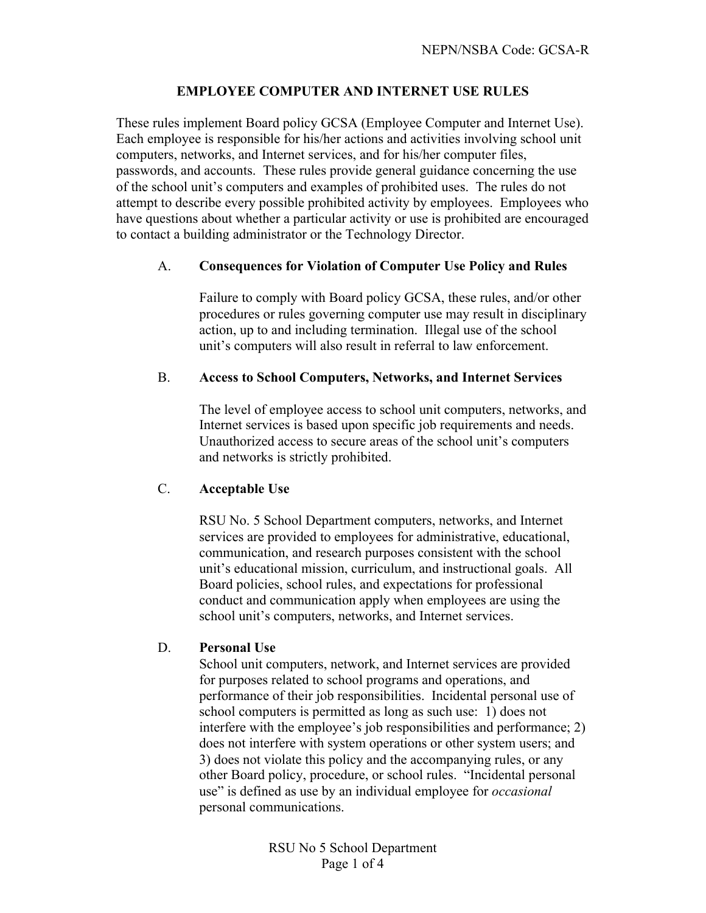NEPN/NSBA Code: GCSA-R

# EMPLOYEE COMPUTER AND INTERNET USE RULES

These rules implement Board policy GCSA (Employee Computer and Internet Use). Each employee is responsible for his/her actions and activities involving school unit computers, networks, and Internet services, and for his/her computer files, passwords, and accounts. These rules provide general guidance concerning the use of the school unit's computers and examples of prohibited uses. The rules do not attempt to describe every possible prohibited activity by employees. Employees who have questions about whether a particular activity or use is prohibited are encouraged to contact a building administrator or the Technology Director.

## A. Consequences for Violation of Computer Use Policy and Rules

Failure to comply with Board policy GCSA, these rules, and/or other procedures or rules governing computer use may result in disciplinary action, up to and including termination. Illegal use of the school unit's computers will also result in referral to law enforcement.

## B. Access to School Computers, Networks, and Internet Services

The level of employee access to school unit computers, networks, and Internet services is based upon specific job requirements and needs. Unauthorized access to secure areas of the school unit's computers and networks is strictly prohibited.

## C. Acceptable Use

RSU No. 5 School Department computers, networks, and Internet services are provided to employees for administrative, educational, communication, and research purposes consistent with the school unit's educational mission, curriculum, and instructional goals. All Board policies, school rules, and expectations for professional conduct and communication apply when employees are using the school unit's computers, networks, and Internet services.

## D. Personal Use

School unit computers, network, and Internet services are provided for purposes related to school programs and operations, and performance of their job responsibilities. Incidental personal use of school computers is permitted as long as such use: 1) does not interfere with the employee's job responsibilities and performance; 2) does not interfere with system operations or other system users; and 3) does not violate this policy and the accompanying rules, or any other Board policy, procedure, or school rules. "Incidental personal use" is defined as use by an individual employee for *occasional* personal communications.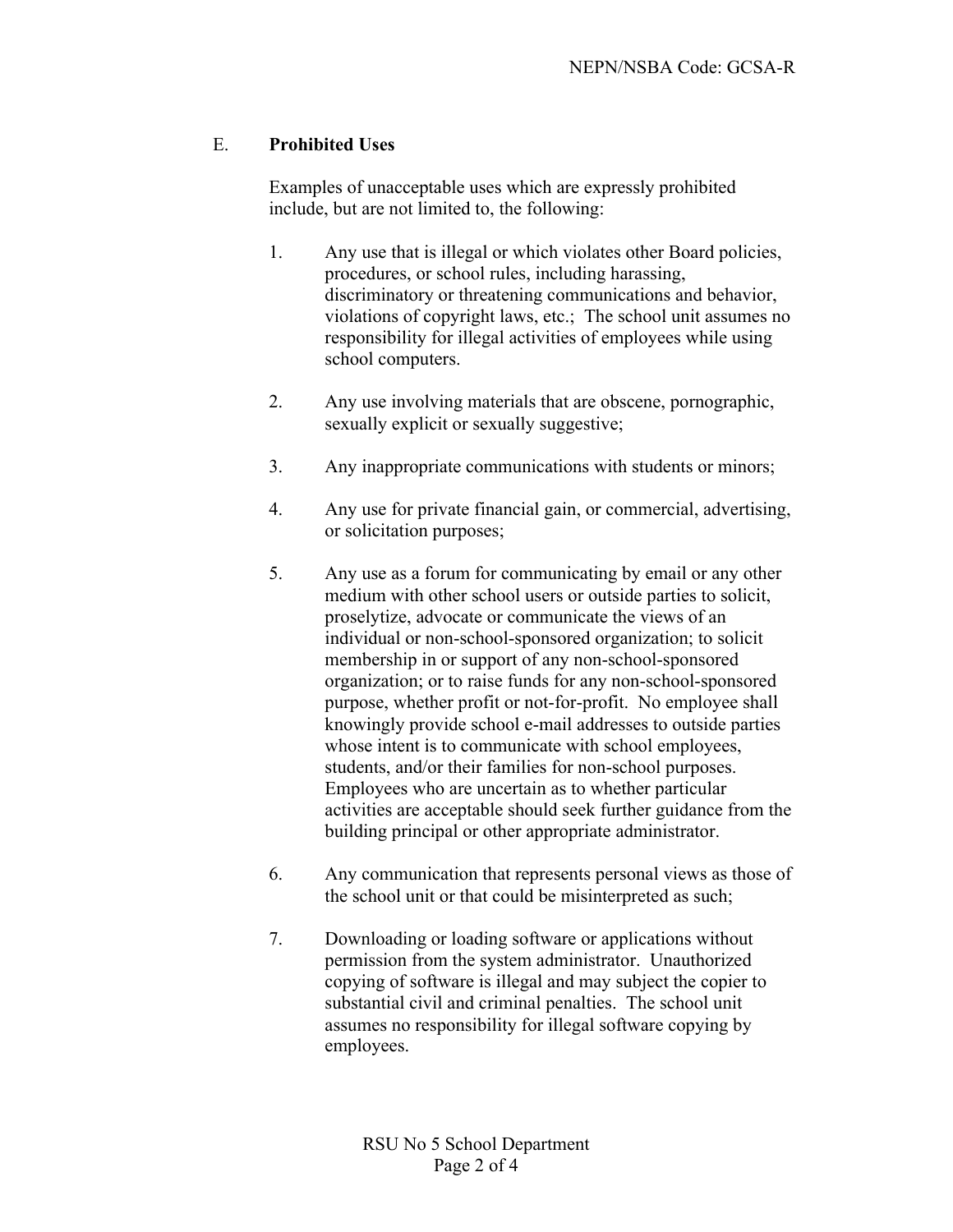## E. **Prohibited Uses**

Examples of unacceptable uses which are expressly prohibited include, but are not limited to, the following:

1. Any use that is illegal or which violates other Board policies, procedures, or school rules, including harassing, discriminatory or threatening communications and behavior, violations of copyright laws, etc.; The school unit assumes no responsibility for illegal activities of employees while using school computers.

2. Any use involving materials that are obscene, pornographic, sexually explicit or sexually suggestive;

3. Any inappropriate communications with students or minors;

4. Any use for private financial gain, or commercial, advertising, or solicitation purposes;

5. Any use as a forum for communicating by email or any other medium with other school users or outside parties to solicit, proselytize, advocate or communicate the views of an individual or non-school-sponsored organization; to solicit membership in or support of any non-school-sponsored organization; or to raise funds for any non-school-sponsored purpose, whether profit or not-for-profit. No employee shall knowingly provide school e-mail addresses to outside parties whose intent is to communicate with school employees, students, and/or their families for non-school purposes. Employees who are uncertain as to whether particular activities are acceptable should seek further guidance from the building principal or other appropriate administrator.

6. Any communication that represents personal views as those of the school unit or that could be misinterpreted as such;

7. Downloading or loading software or applications without permission from the system administrator. Unauthorized copying of software is illegal and may subject the copier to substantial civil and criminal penalties. The school unit assumes no responsibility for illegal software copying by employees.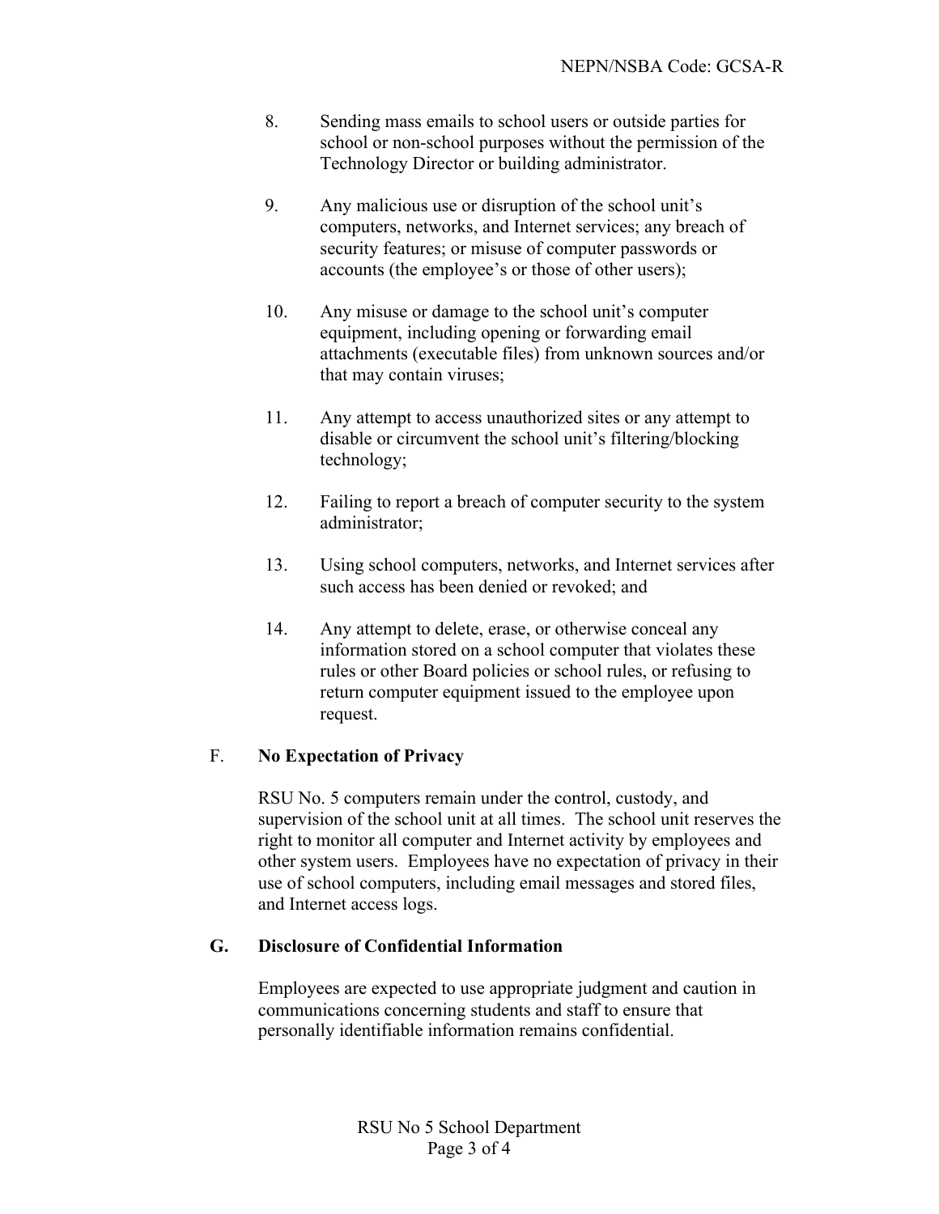8. Sending mass emails to school users or outside parties for school or non-school purposes without the permission of the Technology Director or building administrator.

9. Any malicious use or disruption of the school unit's computers, networks, and Internet services; any breach of security features; or misuse of computer passwords or accounts (the employee's or those of other users);

10. Any misuse or damage to the school unit's computer equipment, including opening or forwarding email attachments (executable files) from unknown sources and/or that may contain viruses;

11. Any attempt to access unauthorized sites or any attempt to disable or circumvent the school unit's filtering/blocking technology;

12. Failing to report a breach of computer security to the system administrator;

13. Using school computers, networks, and Internet services after such access has been denied or revoked; and

14. Any attempt to delete, erase, or otherwise conceal any information stored on a school computer that violates these rules or other Board policies or school rules, or refusing to return computer equipment issued to the employee upon request.

## F. No Expectation of Privacy

RSU No. 5 computers remain under the control, custody, and supervision of the school unit at all times. The school unit reserves the right to monitor all computer and Internet activity by employees and other system users. Employees have no expectation of privacy in their use of school computers, including email messages and stored files, and Internet access logs.

## G. Disclosure of Confidential Information

Employees are expected to use appropriate judgment and caution in communications concerning students and staff to ensure that personally identifiable information remains confidential.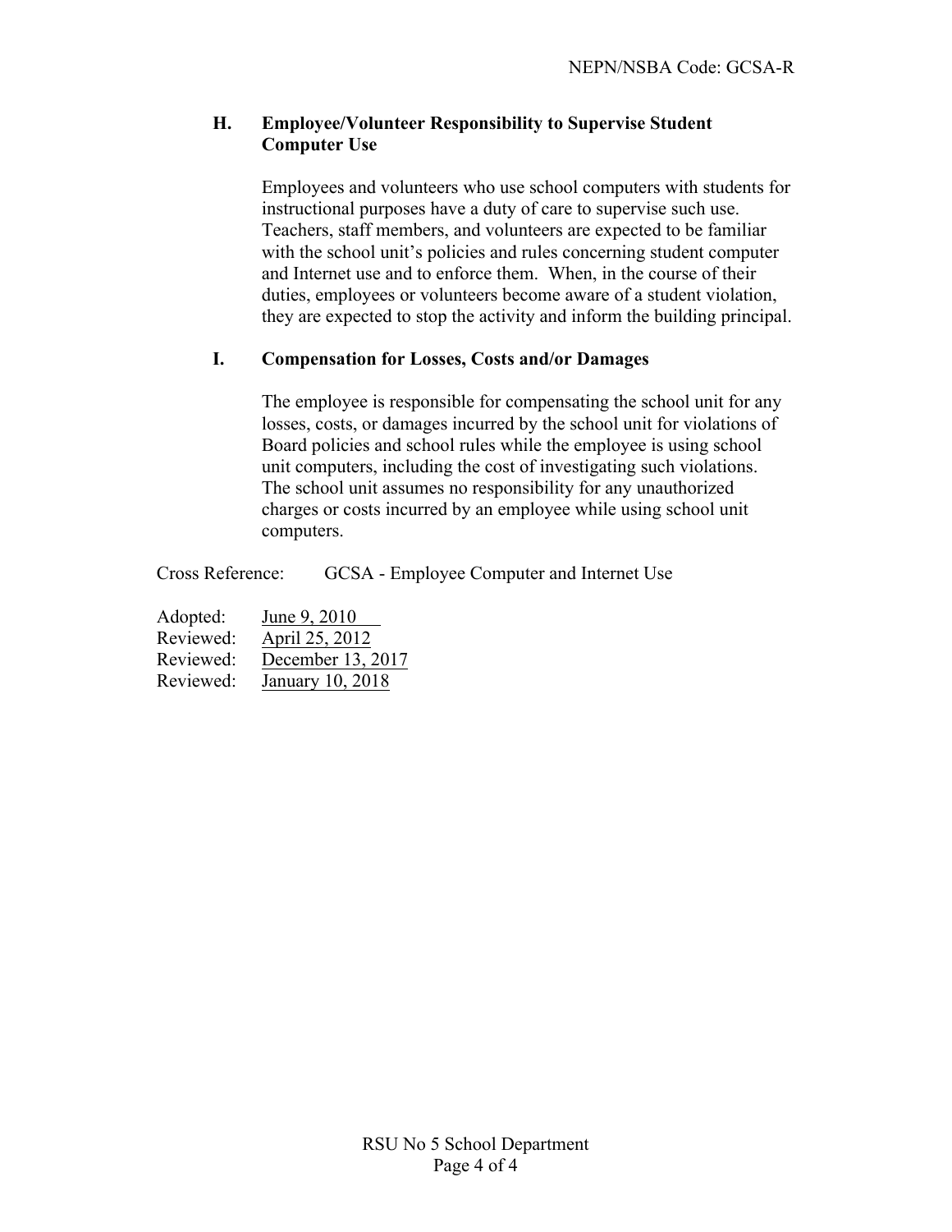### H. Employee/Volunteer Responsibility to Supervise Student Computer Use

Employees and volunteers who use school computers with students for instructional purposes have a duty of care to supervise such use. Teachers, staff members, and volunteers are expected to be familiar with the school unit's policies and rules concerning student computer and Internet use and to enforce them. When, in the course of their duties, employees or volunteers become aware of a student violation, they are expected to stop the activity and inform the building principal.

### I. Compensation for Losses, Costs and/or Damages

The employee is responsible for compensating the school unit for any losses, costs, or damages incurred by the school unit for violations of Board policies and school rules while the employee is using school unit computers, including the cost of investigating such violations. The school unit assumes no responsibility for any unauthorized charges or costs incurred by an employee while using school unit computers.

Cross Reference: GCSA - Employee Computer and Internet Use

Adopted: June 9, 2010
Reviewed: April 25, 2012
Reviewed: December 13, 2017
Reviewed: January 10, 2018